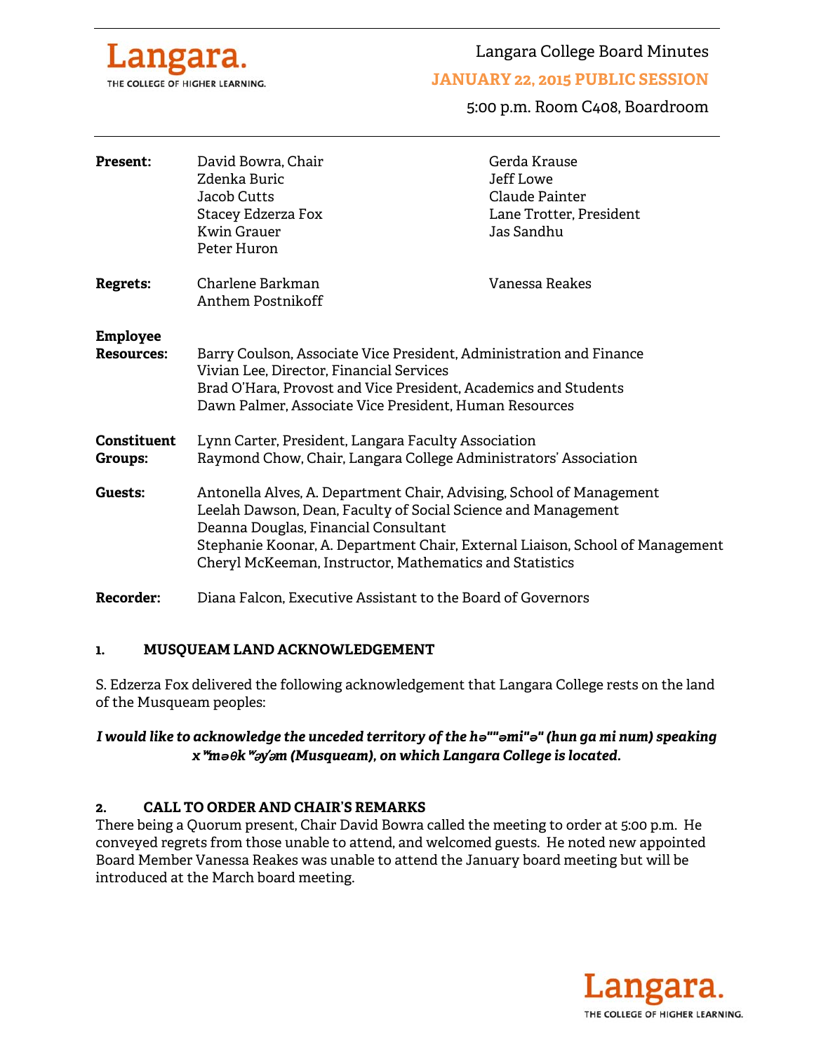Langara.
THE COLLEGE OF HIGHER LEARNING.

# Langara College Board Minutes

## JANUARY 22, 2015 PUBLIC SESSION

5:00 p.m. Room C408, Boardroom

**Present:** David Bowra, Chair
Zdenka Buric
Jacob Cutts
Stacey Edzerza Fox
Kwin Grauer
Peter Huron
Gerda Krause
Jeff Lowe
Claude Painter
Lane Trotter, President
Jas Sandhu

**Regrets:** Charlene Barkman
Anthem Postnikoff
Vanessa Reakes

**Employee Resources:** Barry Coulson, Associate Vice President, Administration and Finance
Vivian Lee, Director, Financial Services
Brad O'Hara, Provost and Vice President, Academics and Students
Dawn Palmer, Associate Vice President, Human Resources

**Constituent Groups:** Lynn Carter, President, Langara Faculty Association
Raymond Chow, Chair, Langara College Administrators' Association

**Guests:** Antonella Alves, A. Department Chair, Advising, School of Management
Leelah Dawson, Dean, Faculty of Social Science and Management
Deanna Douglas, Financial Consultant
Stephanie Koonar, A. Department Chair, External Liaison, School of Management
Cheryl McKeeman, Instructor, Mathematics and Statistics

**Recorder:** Diana Falcon, Executive Assistant to the Board of Governors

### 1. MUSQUEAM LAND ACKNOWLEDGEMENT

S. Edzerza Fox delivered the following acknowledgement that Langara College rests on the land of the Musqueam peoples:

***I would like to acknowledge the unceded territory of the hə""əmi"ə" (hun ga mi num) speaking xʷməθkʷəy̓əm (Musqueam), on which Langara College is located.***

### 2. CALL TO ORDER AND CHAIR'S REMARKS

There being a Quorum present, Chair David Bowra called the meeting to order at 5:00 p.m. He conveyed regrets from those unable to attend, and welcomed guests. He noted new appointed Board Member Vanessa Reakes was unable to attend the January board meeting but will be introduced at the March board meeting.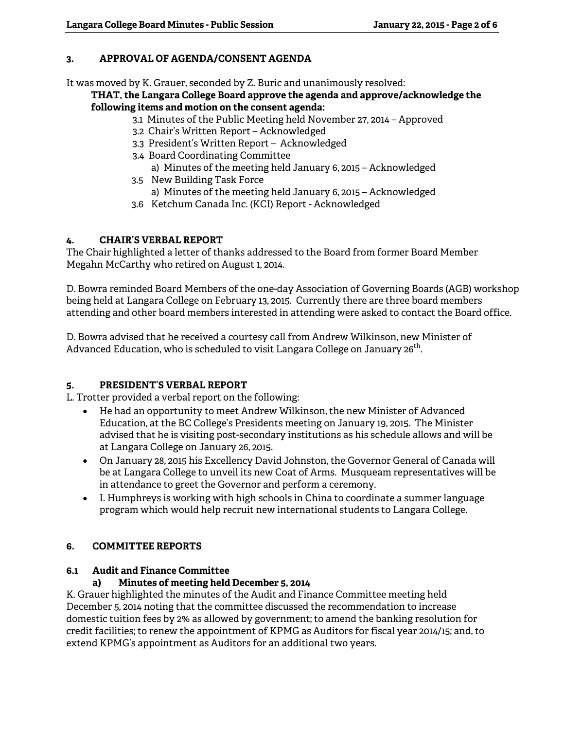## 3. APPROVAL OF AGENDA/CONSENT AGENDA

It was moved by K. Grauer, seconded by Z. Buric and unanimously resolved:

**THAT, the Langara College Board approve the agenda and approve/acknowledge the following items and motion on the consent agenda:**

- 3.1 Minutes of the Public Meeting held November 27, 2014 – Approved
- 3.2 Chair's Written Report – Acknowledged
- 3.3 President's Written Report – Acknowledged
- 3.4 Board Coordinating Committee
  - a) Minutes of the meeting held January 6, 2015 – Acknowledged
- 3.5 New Building Task Force
  - a) Minutes of the meeting held January 6, 2015 – Acknowledged
- 3.6 Ketchum Canada Inc. (KCI) Report - Acknowledged

## 4. CHAIR'S VERBAL REPORT

The Chair highlighted a letter of thanks addressed to the Board from former Board Member Megahn McCarthy who retired on August 1, 2014.

D. Bowra reminded Board Members of the one-day Association of Governing Boards (AGB) workshop being held at Langara College on February 13, 2015. Currently there are three board members attending and other board members interested in attending were asked to contact the Board office.

D. Bowra advised that he received a courtesy call from Andrew Wilkinson, new Minister of Advanced Education, who is scheduled to visit Langara College on January 26th.

## 5. PRESIDENT'S VERBAL REPORT

L. Trotter provided a verbal report on the following:

- He had an opportunity to meet Andrew Wilkinson, the new Minister of Advanced Education, at the BC College's Presidents meeting on January 19, 2015. The Minister advised that he is visiting post-secondary institutions as his schedule allows and will be at Langara College on January 26, 2015.
- On January 28, 2015 his Excellency David Johnston, the Governor General of Canada will be at Langara College to unveil its new Coat of Arms. Musqueam representatives will be in attendance to greet the Governor and perform a ceremony.
- I. Humphreys is working with high schools in China to coordinate a summer language program which would help recruit new international students to Langara College.

## 6. COMMITTEE REPORTS

### 6.1 Audit and Finance Committee

#### a) Minutes of meeting held December 5, 2014

K. Grauer highlighted the minutes of the Audit and Finance Committee meeting held December 5, 2014 noting that the committee discussed the recommendation to increase domestic tuition fees by 2% as allowed by government; to amend the banking resolution for credit facilities; to renew the appointment of KPMG as Auditors for fiscal year 2014/15; and, to extend KPMG's appointment as Auditors for an additional two years.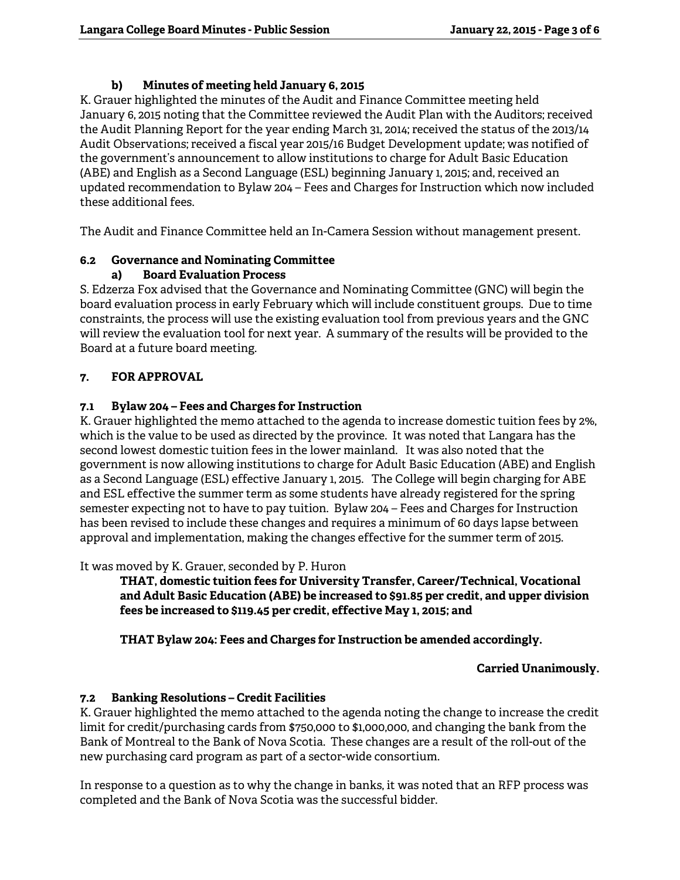#### b) Minutes of meeting held January 6, 2015

K. Grauer highlighted the minutes of the Audit and Finance Committee meeting held January 6, 2015 noting that the Committee reviewed the Audit Plan with the Auditors; received the Audit Planning Report for the year ending March 31, 2014; received the status of the 2013/14 Audit Observations; received a fiscal year 2015/16 Budget Development update; was notified of the government's announcement to allow institutions to charge for Adult Basic Education (ABE) and English as a Second Language (ESL) beginning January 1, 2015; and, received an updated recommendation to Bylaw 204 – Fees and Charges for Instruction which now included these additional fees.

The Audit and Finance Committee held an In-Camera Session without management present.

### 6.2 Governance and Nominating Committee

#### a) Board Evaluation Process

S. Edzerza Fox advised that the Governance and Nominating Committee (GNC) will begin the board evaluation process in early February which will include constituent groups. Due to time constraints, the process will use the existing evaluation tool from previous years and the GNC will review the evaluation tool for next year. A summary of the results will be provided to the Board at a future board meeting.

## 7. FOR APPROVAL

### 7.1 Bylaw 204 – Fees and Charges for Instruction

K. Grauer highlighted the memo attached to the agenda to increase domestic tuition fees by 2%, which is the value to be used as directed by the province. It was noted that Langara has the second lowest domestic tuition fees in the lower mainland. It was also noted that the government is now allowing institutions to charge for Adult Basic Education (ABE) and English as a Second Language (ESL) effective January 1, 2015. The College will begin charging for ABE and ESL effective the summer term as some students have already registered for the spring semester expecting not to have to pay tuition. Bylaw 204 – Fees and Charges for Instruction has been revised to include these changes and requires a minimum of 60 days lapse between approval and implementation, making the changes effective for the summer term of 2015.

It was moved by K. Grauer, seconded by P. Huron

> **THAT, domestic tuition fees for University Transfer, Career/Technical, Vocational and Adult Basic Education (ABE) be increased to $91.85 per credit, and upper division fees be increased to $119.45 per credit, effective May 1, 2015; and**
>
> **THAT Bylaw 204: Fees and Charges for Instruction be amended accordingly.**

**Carried Unanimously.**

### 7.2 Banking Resolutions – Credit Facilities

K. Grauer highlighted the memo attached to the agenda noting the change to increase the credit limit for credit/purchasing cards from $750,000 to $1,000,000, and changing the bank from the Bank of Montreal to the Bank of Nova Scotia. These changes are a result of the roll-out of the new purchasing card program as part of a sector-wide consortium.

In response to a question as to why the change in banks, it was noted that an RFP process was completed and the Bank of Nova Scotia was the successful bidder.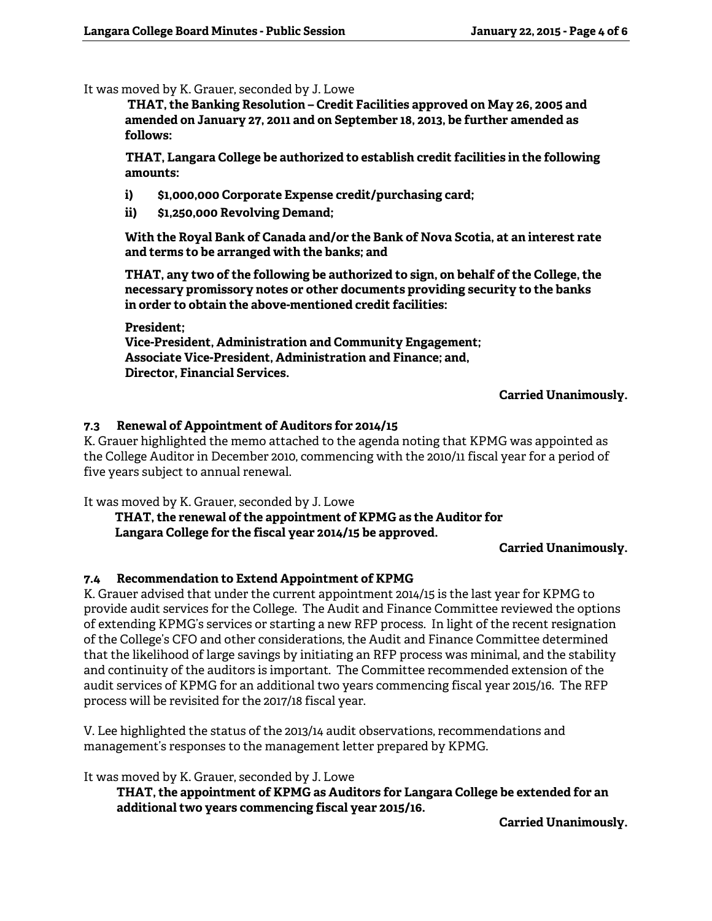It was moved by K. Grauer, seconded by J. Lowe

> **THAT, the Banking Resolution – Credit Facilities approved on May 26, 2005 and amended on January 27, 2011 and on September 18, 2013, be further amended as follows:**
>
> **THAT, Langara College be authorized to establish credit facilities in the following amounts:**
>
> **i) $1,000,000 Corporate Expense credit/purchasing card;**
>
> **ii) $1,250,000 Revolving Demand;**
>
> **With the Royal Bank of Canada and/or the Bank of Nova Scotia, at an interest rate and terms to be arranged with the banks; and**
>
> **THAT, any two of the following be authorized to sign, on behalf of the College, the necessary promissory notes or other documents providing security to the banks in order to obtain the above-mentioned credit facilities:**
>
> **President;**
> **Vice-President, Administration and Community Engagement;**
> **Associate Vice-President, Administration and Finance; and,**
> **Director, Financial Services.**

**Carried Unanimously.**

### 7.3 Renewal of Appointment of Auditors for 2014/15

K. Grauer highlighted the memo attached to the agenda noting that KPMG was appointed as the College Auditor in December 2010, commencing with the 2010/11 fiscal year for a period of five years subject to annual renewal.

It was moved by K. Grauer, seconded by J. Lowe

> **THAT, the renewal of the appointment of KPMG as the Auditor for Langara College for the fiscal year 2014/15 be approved.**

**Carried Unanimously.**

### 7.4 Recommendation to Extend Appointment of KPMG

K. Grauer advised that under the current appointment 2014/15 is the last year for KPMG to provide audit services for the College. The Audit and Finance Committee reviewed the options of extending KPMG's services or starting a new RFP process. In light of the recent resignation of the College's CFO and other considerations, the Audit and Finance Committee determined that the likelihood of large savings by initiating an RFP process was minimal, and the stability and continuity of the auditors is important. The Committee recommended extension of the audit services of KPMG for an additional two years commencing fiscal year 2015/16. The RFP process will be revisited for the 2017/18 fiscal year.

V. Lee highlighted the status of the 2013/14 audit observations, recommendations and management's responses to the management letter prepared by KPMG.

It was moved by K. Grauer, seconded by J. Lowe

> **THAT, the appointment of KPMG as Auditors for Langara College be extended for an additional two years commencing fiscal year 2015/16.**

**Carried Unanimously.**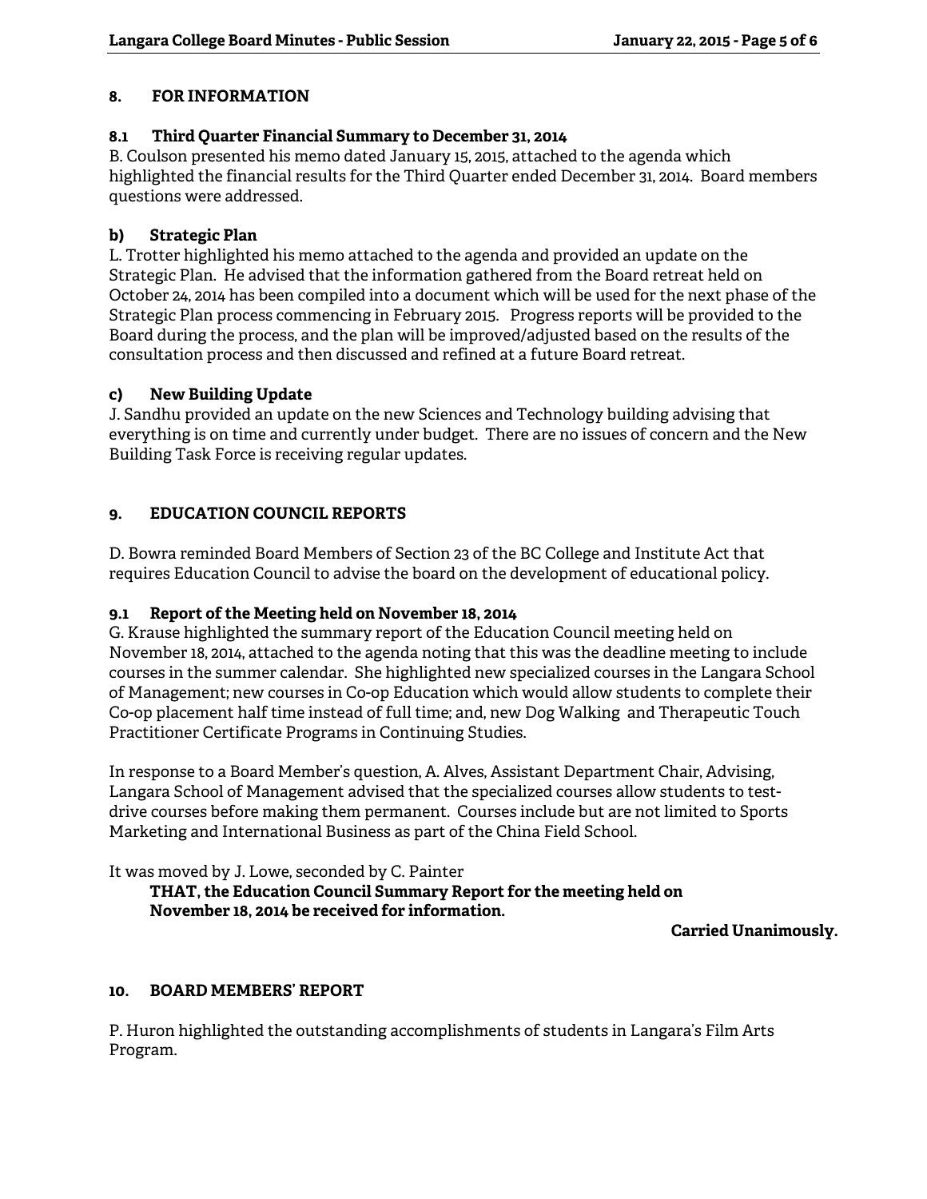## 8. FOR INFORMATION

### 8.1 Third Quarter Financial Summary to December 31, 2014

B. Coulson presented his memo dated January 15, 2015, attached to the agenda which highlighted the financial results for the Third Quarter ended December 31, 2014. Board members questions were addressed.

### b) Strategic Plan

L. Trotter highlighted his memo attached to the agenda and provided an update on the Strategic Plan. He advised that the information gathered from the Board retreat held on October 24, 2014 has been compiled into a document which will be used for the next phase of the Strategic Plan process commencing in February 2015. Progress reports will be provided to the Board during the process, and the plan will be improved/adjusted based on the results of the consultation process and then discussed and refined at a future Board retreat.

### c) New Building Update

J. Sandhu provided an update on the new Sciences and Technology building advising that everything is on time and currently under budget. There are no issues of concern and the New Building Task Force is receiving regular updates.

## 9. EDUCATION COUNCIL REPORTS

D. Bowra reminded Board Members of Section 23 of the BC College and Institute Act that requires Education Council to advise the board on the development of educational policy.

### 9.1 Report of the Meeting held on November 18, 2014

G. Krause highlighted the summary report of the Education Council meeting held on November 18, 2014, attached to the agenda noting that this was the deadline meeting to include courses in the summer calendar. She highlighted new specialized courses in the Langara School of Management; new courses in Co-op Education which would allow students to complete their Co-op placement half time instead of full time; and, new Dog Walking and Therapeutic Touch Practitioner Certificate Programs in Continuing Studies.

In response to a Board Member's question, A. Alves, Assistant Department Chair, Advising, Langara School of Management advised that the specialized courses allow students to test-drive courses before making them permanent. Courses include but are not limited to Sports Marketing and International Business as part of the China Field School.

It was moved by J. Lowe, seconded by C. Painter

> **THAT, the Education Council Summary Report for the meeting held on November 18, 2014 be received for information.**

**Carried Unanimously.**

## 10. BOARD MEMBERS' REPORT

P. Huron highlighted the outstanding accomplishments of students in Langara's Film Arts Program.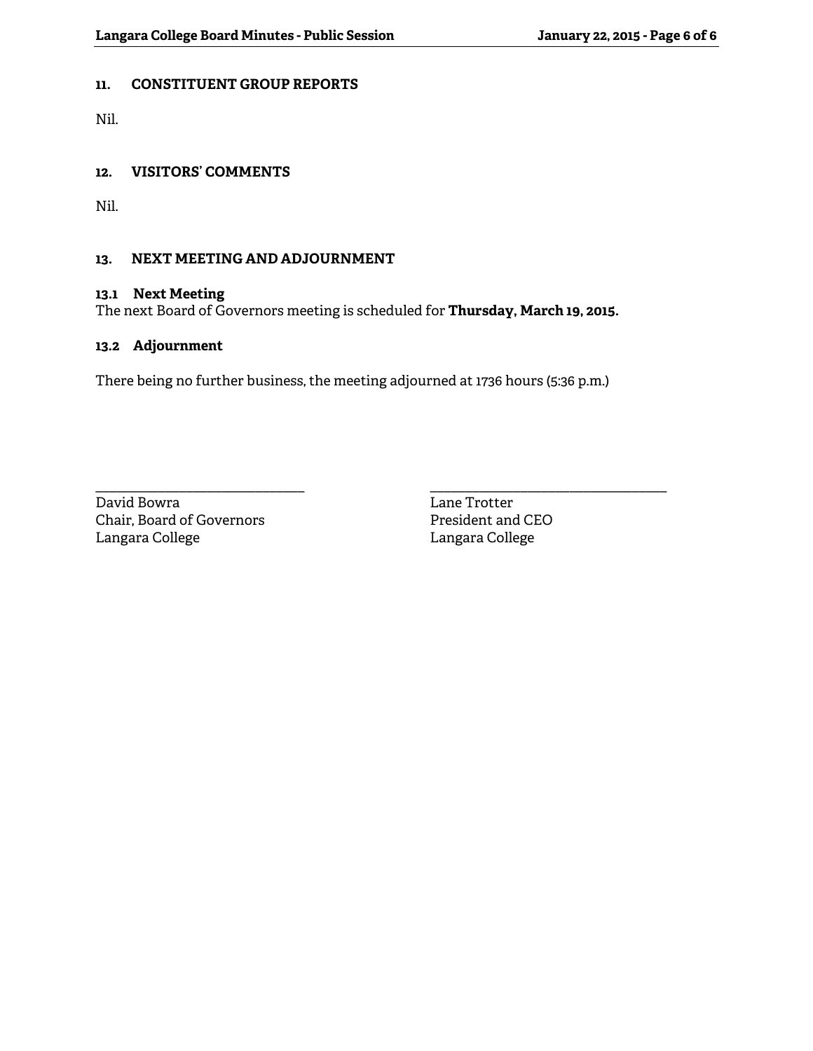## 11. CONSTITUENT GROUP REPORTS

Nil.

## 12. VISITORS' COMMENTS

Nil.

## 13. NEXT MEETING AND ADJOURNMENT

### 13.1 Next Meeting

The next Board of Governors meeting is scheduled for **Thursday, March 19, 2015.**

### 13.2 Adjournment

There being no further business, the meeting adjourned at 1736 hours (5:36 p.m.)

\_\_\_\_\_\_\_\_\_\_\_\_\_\_\_\_\_\_\_\_\_\_\_\_\_\_\_\_\_\_
David Bowra
Chair, Board of Governors
Langara College

\_\_\_\_\_\_\_\_\_\_\_\_\_\_\_\_\_\_\_\_\_\_\_\_\_\_\_\_\_\_
Lane Trotter
President and CEO
Langara College